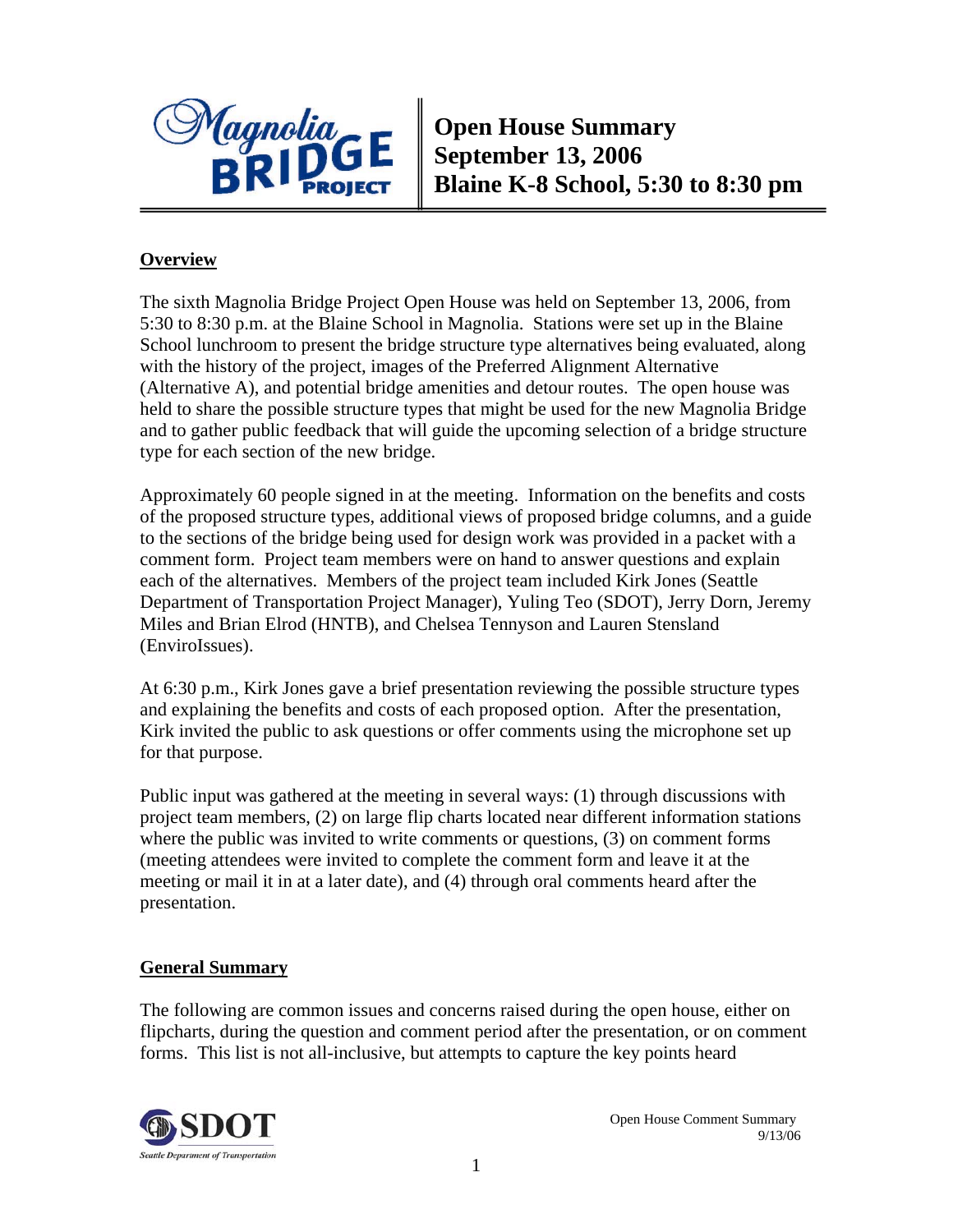# Open House Summary
# September 13, 2006
# Blaine K-8 School, 5:30 to 8:30 pm

## Overview

The sixth Magnolia Bridge Project Open House was held on September 13, 2006, from 5:30 to 8:30 p.m. at the Blaine School in Magnolia. Stations were set up in the Blaine School lunchroom to present the bridge structure type alternatives being evaluated, along with the history of the project, images of the Preferred Alignment Alternative (Alternative A), and potential bridge amenities and detour routes. The open house was held to share the possible structure types that might be used for the new Magnolia Bridge and to gather public feedback that will guide the upcoming selection of a bridge structure type for each section of the new bridge.

Approximately 60 people signed in at the meeting. Information on the benefits and costs of the proposed structure types, additional views of proposed bridge columns, and a guide to the sections of the bridge being used for design work was provided in a packet with a comment form. Project team members were on hand to answer questions and explain each of the alternatives. Members of the project team included Kirk Jones (Seattle Department of Transportation Project Manager), Yuling Teo (SDOT), Jerry Dorn, Jeremy Miles and Brian Elrod (HNTB), and Chelsea Tennyson and Lauren Stensland (EnviroIssues).

At 6:30 p.m., Kirk Jones gave a brief presentation reviewing the possible structure types and explaining the benefits and costs of each proposed option. After the presentation, Kirk invited the public to ask questions or offer comments using the microphone set up for that purpose.

Public input was gathered at the meeting in several ways: (1) through discussions with project team members, (2) on large flip charts located near different information stations where the public was invited to write comments or questions, (3) on comment forms (meeting attendees were invited to complete the comment form and leave it at the meeting or mail it in at a later date), and (4) through oral comments heard after the presentation.

## General Summary

The following are common issues and concerns raised during the open house, either on flipcharts, during the question and comment period after the presentation, or on comment forms. This list is not all-inclusive, but attempts to capture the key points heard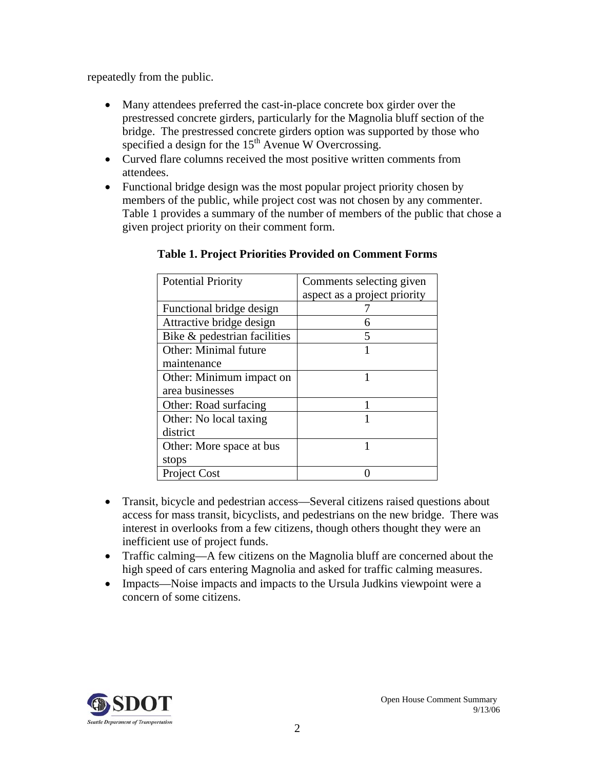repeatedly from the public.

- Many attendees preferred the cast-in-place concrete box girder over the prestressed concrete girders, particularly for the Magnolia bluff section of the bridge. The prestressed concrete girders option was supported by those who specified a design for the 15th Avenue W Overcrossing.
- Curved flare columns received the most positive written comments from attendees.
- Functional bridge design was the most popular project priority chosen by members of the public, while project cost was not chosen by any commenter. Table 1 provides a summary of the number of members of the public that chose a given project priority on their comment form.

**Table 1. Project Priorities Provided on Comment Forms**

| Potential Priority | Comments selecting given aspect as a project priority |
|---|---|
| Functional bridge design | 7 |
| Attractive bridge design | 6 |
| Bike & pedestrian facilities | 5 |
| Other: Minimal future maintenance | 1 |
| Other: Minimum impact on area businesses | 1 |
| Other: Road surfacing | 1 |
| Other: No local taxing district | 1 |
| Other: More space at bus stops | 1 |
| Project Cost | 0 |

- Transit, bicycle and pedestrian access—Several citizens raised questions about access for mass transit, bicyclists, and pedestrians on the new bridge. There was interest in overlooks from a few citizens, though others thought they were an inefficient use of project funds.
- Traffic calming—A few citizens on the Magnolia bluff are concerned about the high speed of cars entering Magnolia and asked for traffic calming measures.
- Impacts—Noise impacts and impacts to the Ursula Judkins viewpoint were a concern of some citizens.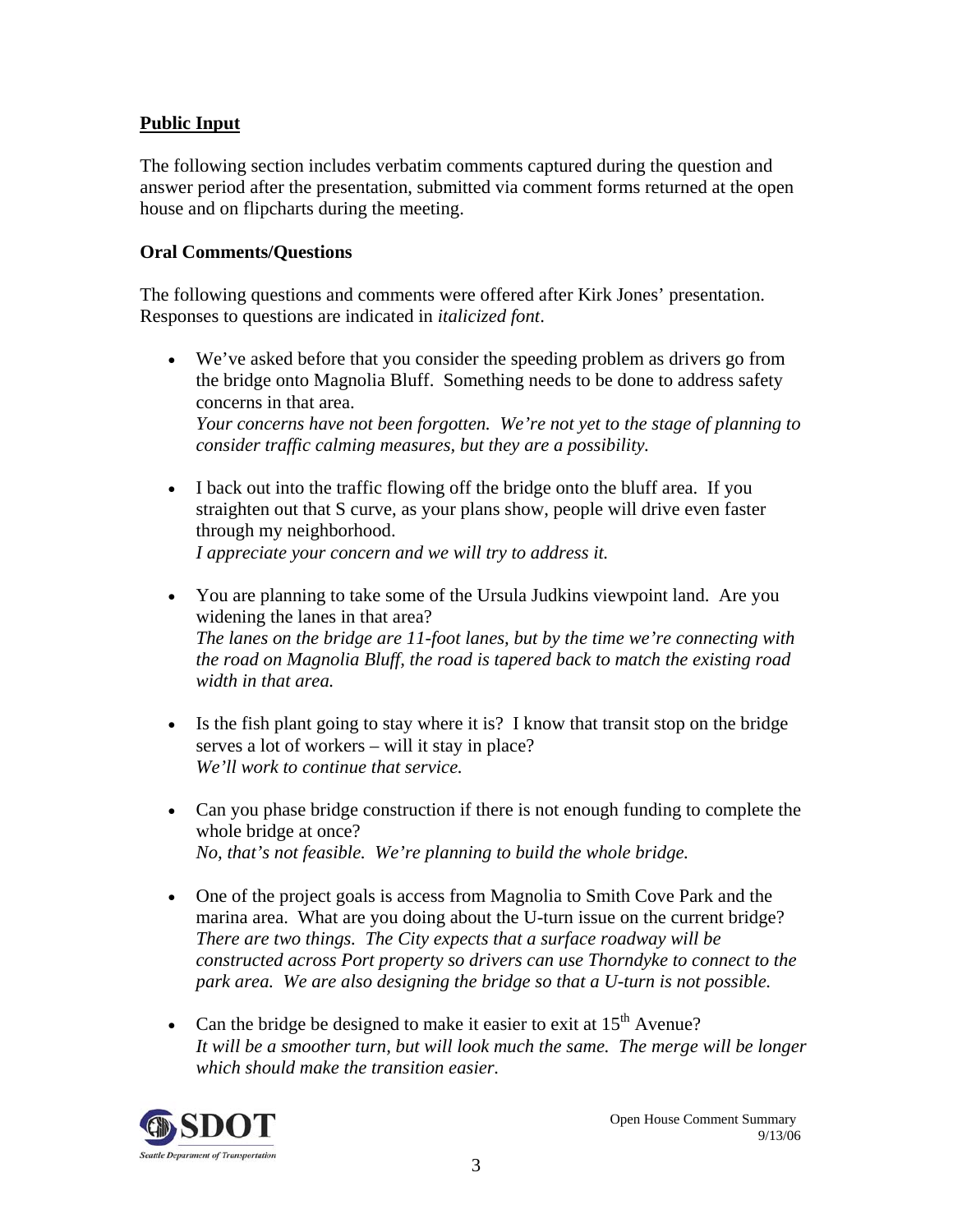## **Public Input**

The following section includes verbatim comments captured during the question and answer period after the presentation, submitted via comment forms returned at the open house and on flipcharts during the meeting.

### **Oral Comments/Questions**

The following questions and comments were offered after Kirk Jones' presentation. Responses to questions are indicated in *italicized font*.

- We've asked before that you consider the speeding problem as drivers go from the bridge onto Magnolia Bluff. Something needs to be done to address safety concerns in that area.
  *Your concerns have not been forgotten. We're not yet to the stage of planning to consider traffic calming measures, but they are a possibility.*

- I back out into the traffic flowing off the bridge onto the bluff area. If you straighten out that S curve, as your plans show, people will drive even faster through my neighborhood.
  *I appreciate your concern and we will try to address it.*

- You are planning to take some of the Ursula Judkins viewpoint land. Are you widening the lanes in that area?
  *The lanes on the bridge are 11-foot lanes, but by the time we're connecting with the road on Magnolia Bluff, the road is tapered back to match the existing road width in that area.*

- Is the fish plant going to stay where it is? I know that transit stop on the bridge serves a lot of workers – will it stay in place?
  *We'll work to continue that service.*

- Can you phase bridge construction if there is not enough funding to complete the whole bridge at once?
  *No, that's not feasible. We're planning to build the whole bridge.*

- One of the project goals is access from Magnolia to Smith Cove Park and the marina area. What are you doing about the U-turn issue on the current bridge?
  *There are two things. The City expects that a surface roadway will be constructed across Port property so drivers can use Thorndyke to connect to the park area. We are also designing the bridge so that a U-turn is not possible.*

- Can the bridge be designed to make it easier to exit at 15th Avenue?
  *It will be a smoother turn, but will look much the same. The merge will be longer which should make the transition easier.*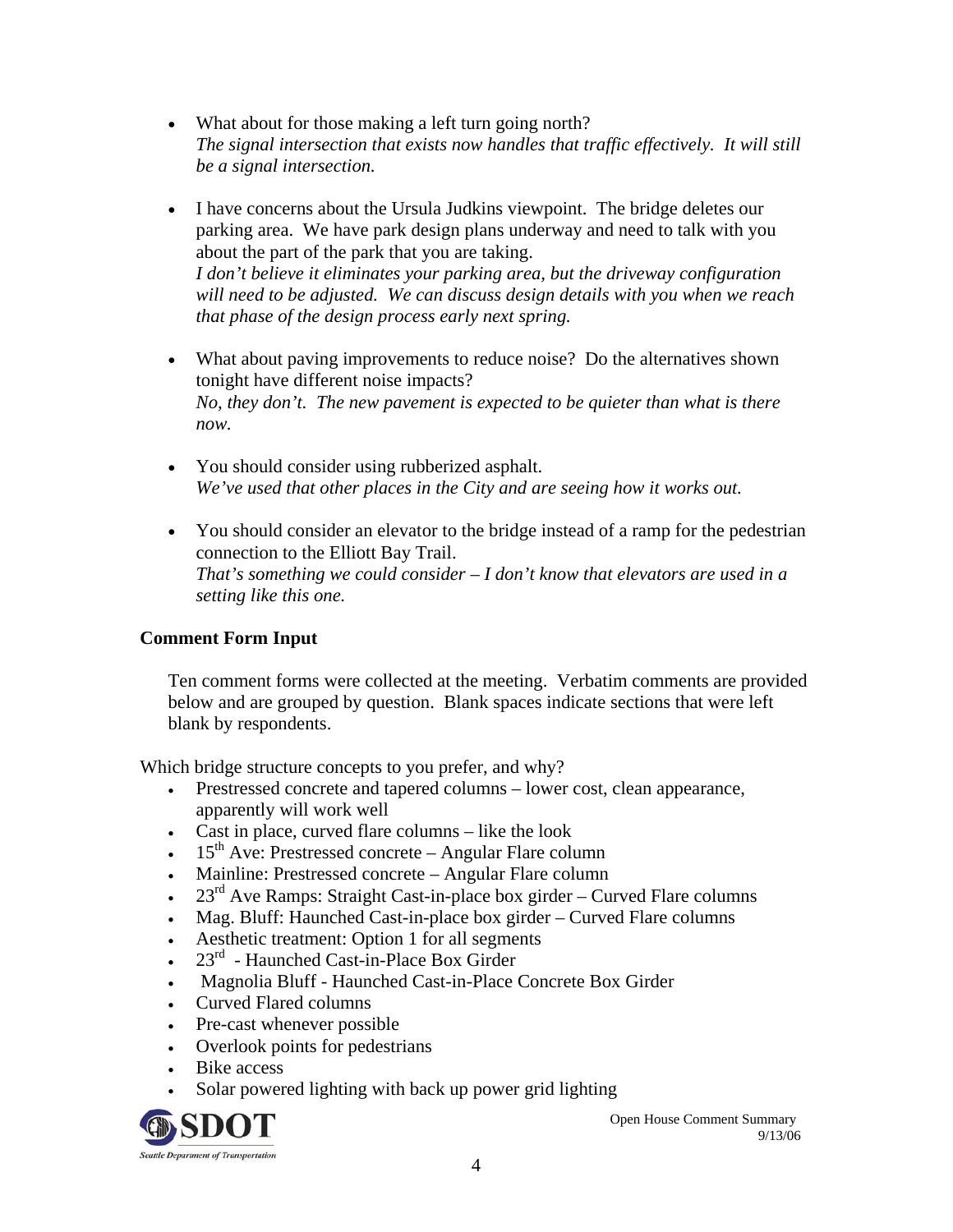- What about for those making a left turn going north?
  *The signal intersection that exists now handles that traffic effectively. It will still be a signal intersection.*

- I have concerns about the Ursula Judkins viewpoint. The bridge deletes our parking area. We have park design plans underway and need to talk with you about the part of the park that you are taking.
  *I don't believe it eliminates your parking area, but the driveway configuration will need to be adjusted. We can discuss design details with you when we reach that phase of the design process early next spring.*

- What about paving improvements to reduce noise? Do the alternatives shown tonight have different noise impacts?
  *No, they don't. The new pavement is expected to be quieter than what is there now.*

- You should consider using rubberized asphalt.
  *We've used that other places in the City and are seeing how it works out.*

- You should consider an elevator to the bridge instead of a ramp for the pedestrian connection to the Elliott Bay Trail.
  *That's something we could consider – I don't know that elevators are used in a setting like this one.*

### Comment Form Input

Ten comment forms were collected at the meeting. Verbatim comments are provided below and are grouped by question. Blank spaces indicate sections that were left blank by respondents.

Which bridge structure concepts to you prefer, and why?

- Prestressed concrete and tapered columns – lower cost, clean appearance, apparently will work well
- Cast in place, curved flare columns – like the look
- 15th Ave: Prestressed concrete – Angular Flare column
- Mainline: Prestressed concrete – Angular Flare column
- 23rd Ave Ramps: Straight Cast-in-place box girder – Curved Flare columns
- Mag. Bluff: Haunched Cast-in-place box girder – Curved Flare columns
- Aesthetic treatment: Option 1 for all segments
- 23rd - Haunched Cast-in-Place Box Girder
- Magnolia Bluff - Haunched Cast-in-Place Concrete Box Girder
- Curved Flared columns
- Pre-cast whenever possible
- Overlook points for pedestrians
- Bike access
- Solar powered lighting with back up power grid lighting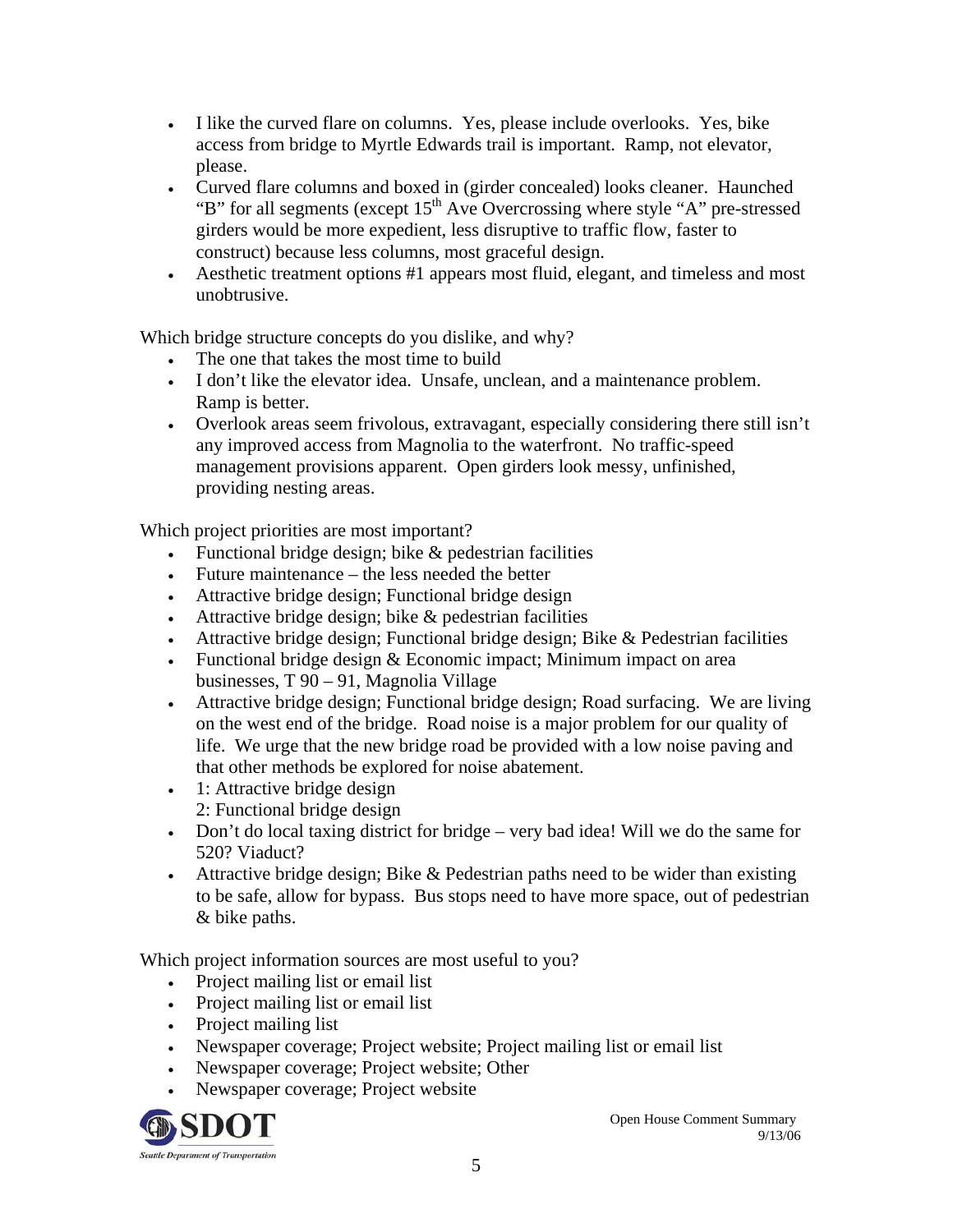- I like the curved flare on columns. Yes, please include overlooks. Yes, bike access from bridge to Myrtle Edwards trail is important. Ramp, not elevator, please.
- Curved flare columns and boxed in (girder concealed) looks cleaner. Haunched "B" for all segments (except 15th Ave Overcrossing where style "A" pre-stressed girders would be more expedient, less disruptive to traffic flow, faster to construct) because less columns, most graceful design.
- Aesthetic treatment options #1 appears most fluid, elegant, and timeless and most unobtrusive.

Which bridge structure concepts do you dislike, and why?

- The one that takes the most time to build
- I don't like the elevator idea. Unsafe, unclean, and a maintenance problem. Ramp is better.
- Overlook areas seem frivolous, extravagant, especially considering there still isn't any improved access from Magnolia to the waterfront. No traffic-speed management provisions apparent. Open girders look messy, unfinished, providing nesting areas.

Which project priorities are most important?

- Functional bridge design; bike & pedestrian facilities
- Future maintenance – the less needed the better
- Attractive bridge design; Functional bridge design
- Attractive bridge design; bike & pedestrian facilities
- Attractive bridge design; Functional bridge design; Bike & Pedestrian facilities
- Functional bridge design & Economic impact; Minimum impact on area businesses, T 90 – 91, Magnolia Village
- Attractive bridge design; Functional bridge design; Road surfacing. We are living on the west end of the bridge. Road noise is a major problem for our quality of life. We urge that the new bridge road be provided with a low noise paving and that other methods be explored for noise abatement.
- 1: Attractive bridge design
  2: Functional bridge design
- Don't do local taxing district for bridge – very bad idea! Will we do the same for 520? Viaduct?
- Attractive bridge design; Bike & Pedestrian paths need to be wider than existing to be safe, allow for bypass. Bus stops need to have more space, out of pedestrian & bike paths.

Which project information sources are most useful to you?

- Project mailing list or email list
- Project mailing list or email list
- Project mailing list
- Newspaper coverage; Project website; Project mailing list or email list
- Newspaper coverage; Project website; Other
- Newspaper coverage; Project website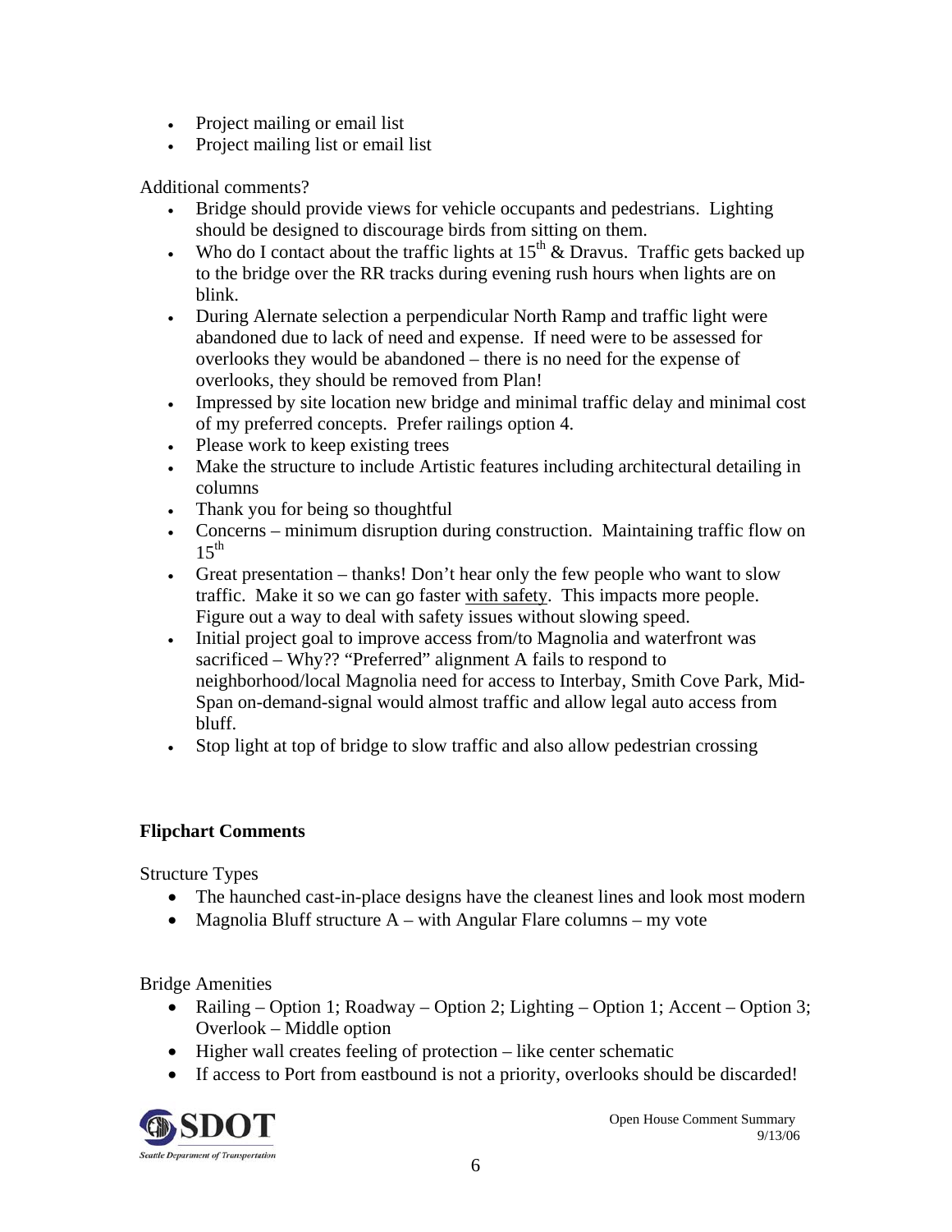- Project mailing or email list
- Project mailing list or email list

Additional comments?

- Bridge should provide views for vehicle occupants and pedestrians. Lighting should be designed to discourage birds from sitting on them.
- Who do I contact about the traffic lights at 15th & Dravus. Traffic gets backed up to the bridge over the RR tracks during evening rush hours when lights are on blink.
- During Alernate selection a perpendicular North Ramp and traffic light were abandoned due to lack of need and expense. If need were to be assessed for overlooks they would be abandoned – there is no need for the expense of overlooks, they should be removed from Plan!
- Impressed by site location new bridge and minimal traffic delay and minimal cost of my preferred concepts. Prefer railings option 4.
- Please work to keep existing trees
- Make the structure to include Artistic features including architectural detailing in columns
- Thank you for being so thoughtful
- Concerns – minimum disruption during construction. Maintaining traffic flow on 15th
- Great presentation – thanks! Don't hear only the few people who want to slow traffic. Make it so we can go faster with safety. This impacts more people. Figure out a way to deal with safety issues without slowing speed.
- Initial project goal to improve access from/to Magnolia and waterfront was sacrificed – Why?? "Preferred" alignment A fails to respond to neighborhood/local Magnolia need for access to Interbay, Smith Cove Park, Mid-Span on-demand-signal would almost traffic and allow legal auto access from bluff.
- Stop light at top of bridge to slow traffic and also allow pedestrian crossing

**Flipchart Comments**

Structure Types

- The haunched cast-in-place designs have the cleanest lines and look most modern
- Magnolia Bluff structure A – with Angular Flare columns – my vote

Bridge Amenities

- Railing – Option 1; Roadway – Option 2; Lighting – Option 1; Accent – Option 3; Overlook – Middle option
- Higher wall creates feeling of protection – like center schematic
- If access to Port from eastbound is not a priority, overlooks should be discarded!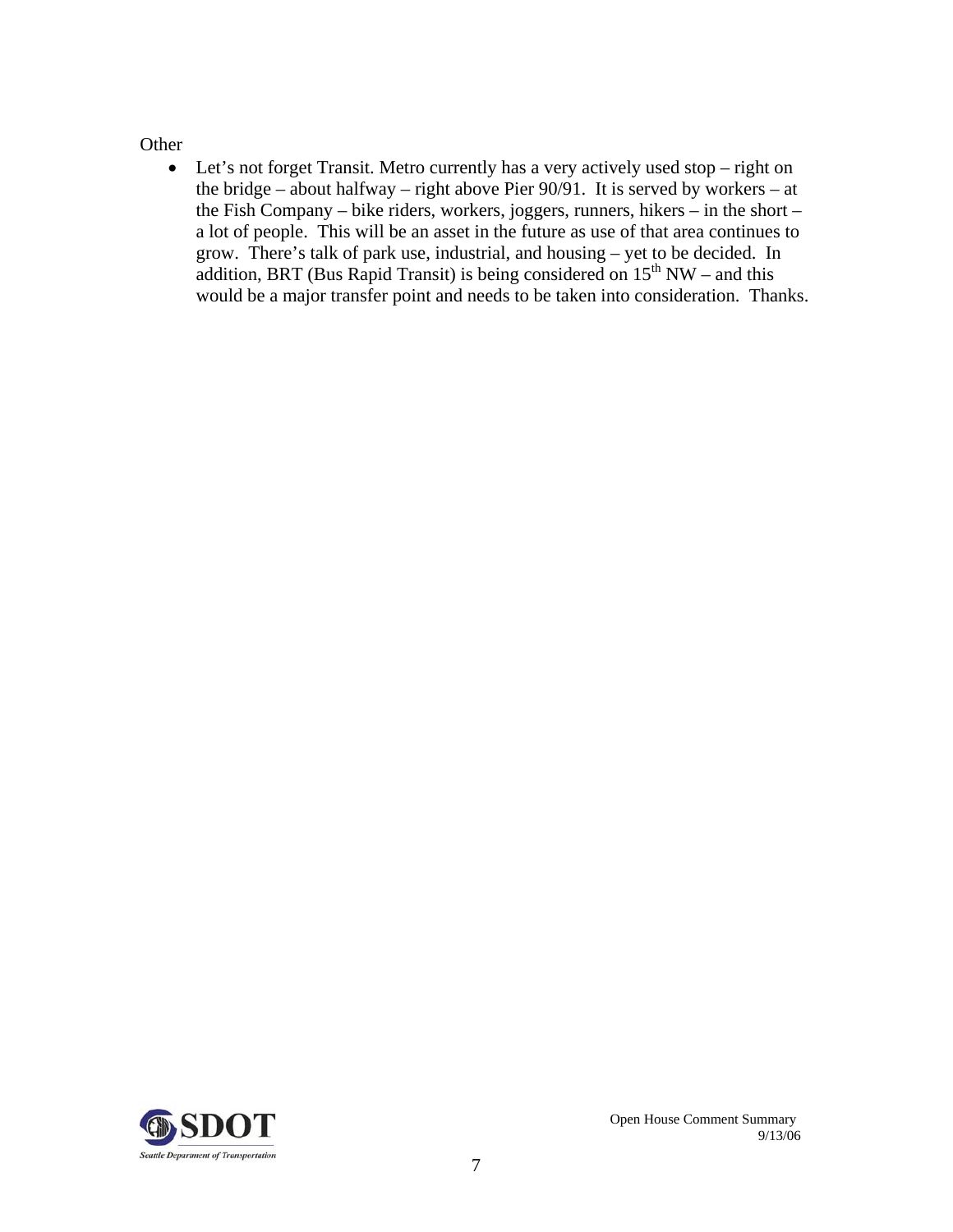Other

- Let's not forget Transit. Metro currently has a very actively used stop – right on the bridge – about halfway – right above Pier 90/91. It is served by workers – at the Fish Company – bike riders, workers, joggers, runners, hikers – in the short – a lot of people. This will be an asset in the future as use of that area continues to grow. There's talk of park use, industrial, and housing – yet to be decided. In addition, BRT (Bus Rapid Transit) is being considered on 15th NW – and this would be a major transfer point and needs to be taken into consideration. Thanks.